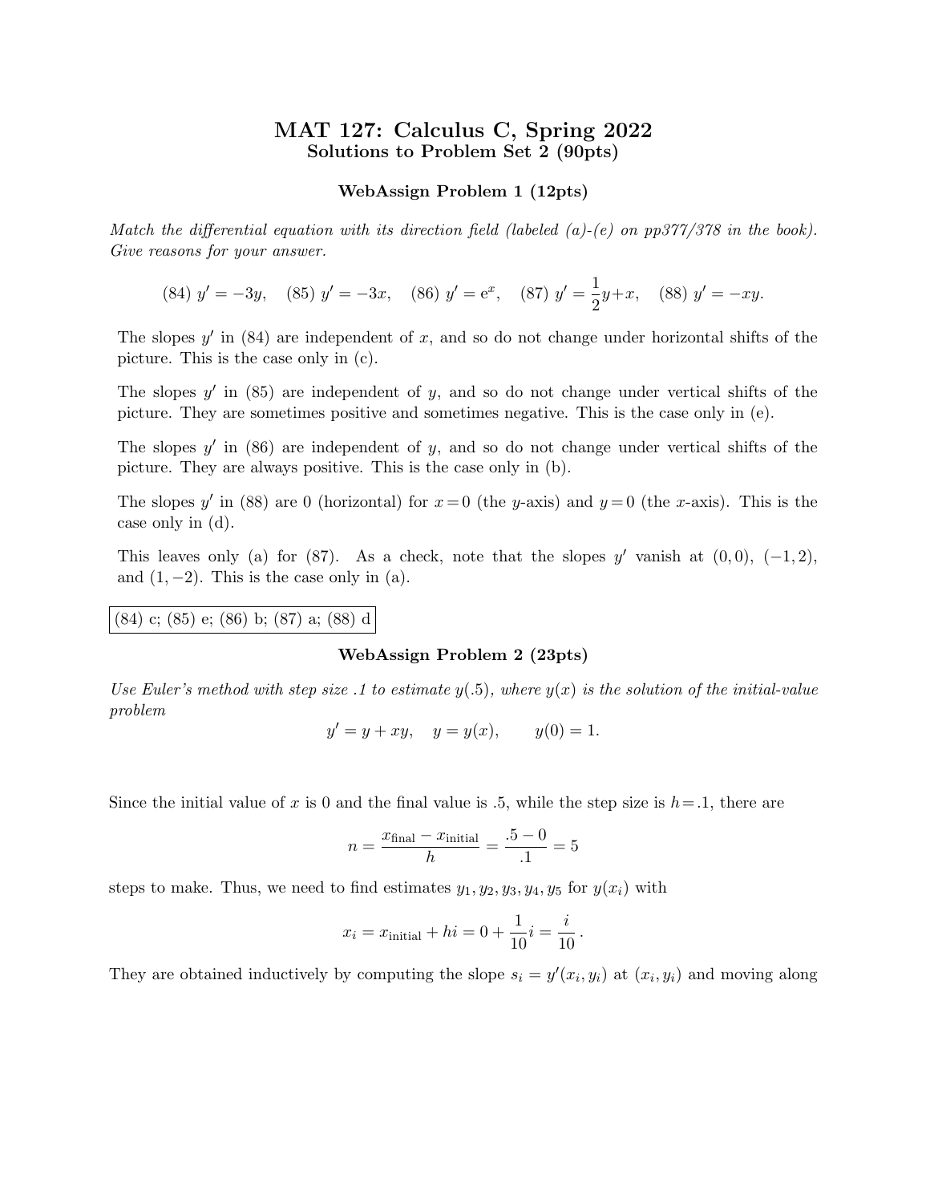# MAT 127: Calculus C, Spring 2022

## Solutions to Problem Set 2 (90pts)

### WebAssign Problem 1 (12pts)

*Match the differential equation with its direction field (labeled (a)-(e) on pp377/378 in the book). Give reasons for your answer.*

$$(84)\ y' = -3y, \quad (85)\ y' = -3x, \quad (86)\ y' = \mathrm{e}^x, \quad (87)\ y' = \frac{1}{2}y + x, \quad (88)\ y' = -xy.$$

The slopes $y'$ in (84) are independent of $x$, and so do not change under horizontal shifts of the picture. This is the case only in (c).

The slopes $y'$ in (85) are independent of $y$, and so do not change under vertical shifts of the picture. They are sometimes positive and sometimes negative. This is the case only in (e).

The slopes $y'$ in (86) are independent of $y$, and so do not change under vertical shifts of the picture. They are always positive. This is the case only in (b).

The slopes $y'$ in (88) are 0 (horizontal) for $x = 0$ (the $y$-axis) and $y = 0$ (the $x$-axis). This is the case only in (d).

This leaves only (a) for (87). As a check, note that the slopes $y'$ vanish at $(0, 0)$, $(-1, 2)$, and $(1, -2)$. This is the case only in (a).

**(84) c; (85) e; (86) b; (87) a; (88) d**

### WebAssign Problem 2 (23pts)

*Use Euler's method with step size .1 to estimate $y(.5)$, where $y(x)$ is the solution of the initial-value problem*

$$y' = y + xy, \quad y = y(x), \qquad y(0) = 1.$$

Since the initial value of $x$ is 0 and the final value is .5, while the step size is $h = .1$, there are

$$n = \frac{x_{\text{final}} - x_{\text{initial}}}{h} = \frac{.5 - 0}{.1} = 5$$

steps to make. Thus, we need to find estimates $y_1, y_2, y_3, y_4, y_5$ for $y(x_i)$ with

$$x_i = x_{\text{initial}} + hi = 0 + \frac{1}{10}i = \frac{i}{10}\,.$$

They are obtained inductively by computing the slope $s_i = y'(x_i, y_i)$ at $(x_i, y_i)$ and moving along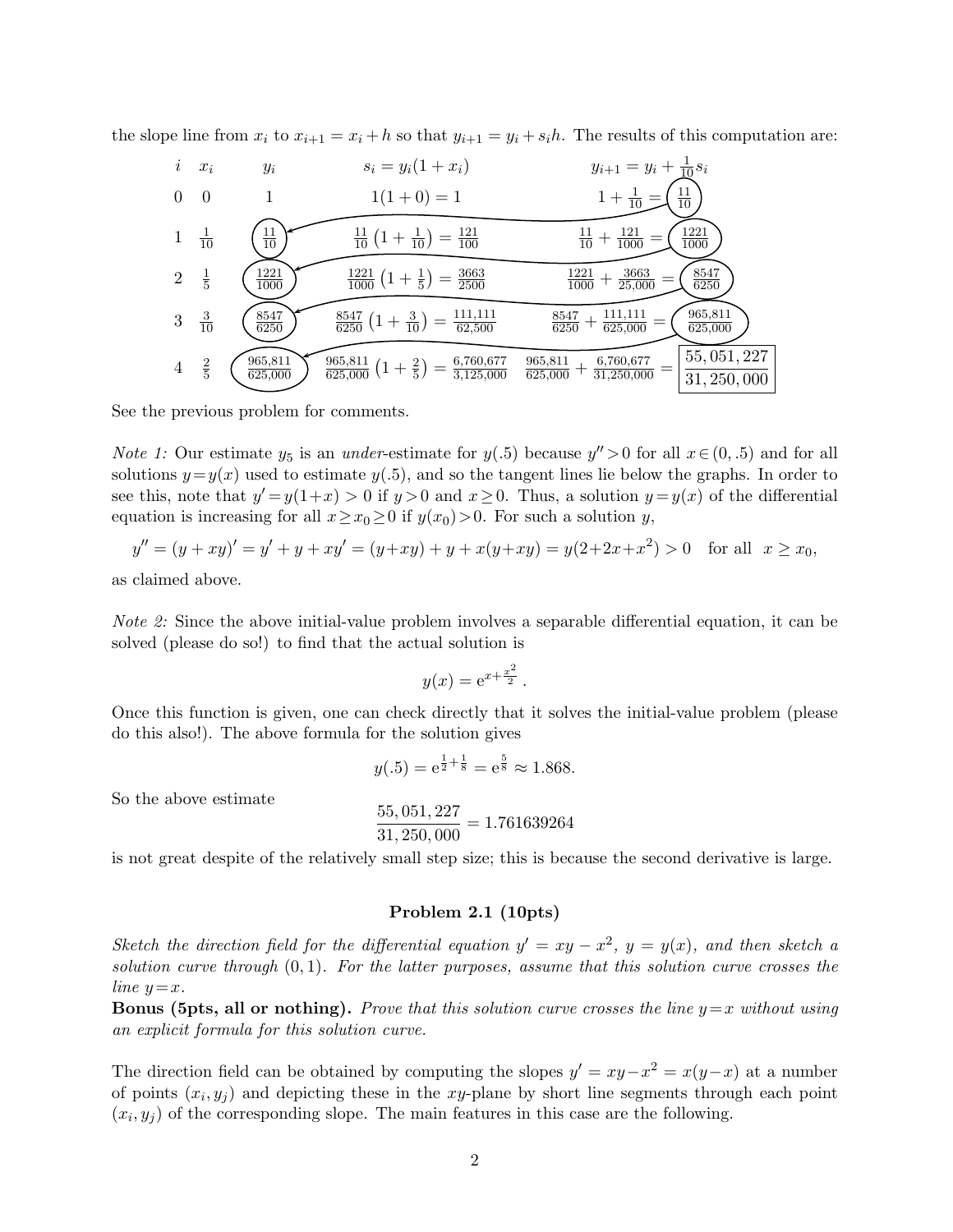the slope line from $x_i$ to $x_{i+1} = x_i + h$ so that $y_{i+1} = y_i + s_i h$. The results of this computation are:

| $i$ | $x_i$ | $y_i$ | $s_i = y_i(1+x_i)$ | $y_{i+1} = y_i + \frac{1}{10}s_i$ |
|---|---|---|---|---|
| 0 | 0 | 1 | $1(1+0) = 1$ | $1 + \frac{1}{10} = \frac{11}{10}$ |
| 1 | $\frac{1}{10}$ | $\frac{11}{10}$ | $\frac{11}{10}\left(1+\frac{1}{10}\right) = \frac{121}{100}$ | $\frac{11}{10} + \frac{121}{1000} = \frac{1221}{1000}$ |
| 2 | $\frac{1}{5}$ | $\frac{1221}{1000}$ | $\frac{1221}{1000}\left(1+\frac{1}{5}\right) = \frac{3663}{2500}$ | $\frac{1221}{1000} + \frac{3663}{25{,}000} = \frac{8547}{6250}$ |
| 3 | $\frac{3}{10}$ | $\frac{8547}{6250}$ | $\frac{8547}{6250}\left(1+\frac{3}{10}\right) = \frac{111{,}111}{62{,}500}$ | $\frac{8547}{6250} + \frac{111{,}111}{625{,}000} = \frac{965{,}811}{625{,}000}$ |
| 4 | $\frac{2}{5}$ | $\frac{965{,}811}{625{,}000}$ | $\frac{965{,}811}{625{,}000}\left(1+\frac{2}{5}\right) = \frac{6{,}760{,}677}{3{,}125{,}000}$ | $\frac{965{,}811}{625{,}000} + \frac{6{,}760{,}677}{31{,}250{,}000} = \boxed{\frac{55{,}051{,}227}{31{,}250{,}000}}$ |

See the previous problem for comments.

*Note 1:* Our estimate $y_5$ is an *under*-estimate for $y(.5)$ because $y''>0$ for all $x\in(0,.5)$ and for all solutions $y=y(x)$ used to estimate $y(.5)$, and so the tangent lines lie below the graphs. In order to see this, note that $y'=y(1+x)>0$ if $y>0$ and $x\ge 0$. Thus, a solution $y=y(x)$ of the differential equation is increasing for all $x\ge x_0\ge 0$ if $y(x_0)>0$. For such a solution $y$,

$$y'' = (y+xy)' = y' + y + xy' = (y+xy) + y + x(y+xy) = y(2+2x+x^2) > 0 \quad \text{for all} \quad x \ge x_0,$$

as claimed above.

*Note 2:* Since the above initial-value problem involves a separable differential equation, it can be solved (please do so!) to find that the actual solution is

$$y(x) = e^{x+\frac{x^2}{2}}.$$

Once this function is given, one can check directly that it solves the initial-value problem (please do this also!). The above formula for the solution gives

$$y(.5) = e^{\frac{1}{2}+\frac{1}{8}} = e^{\frac{5}{8}} \approx 1.868.$$

So the above estimate

$$\frac{55{,}051{,}227}{31{,}250{,}000} = 1.761639264$$

is not great despite of the relatively small step size; this is because the second derivative is large.

### Problem 2.1 (10pts)

*Sketch the direction field for the differential equation $y' = xy - x^2$, $y = y(x)$, and then sketch a solution curve through $(0,1)$. For the latter purposes, assume that this solution curve crosses the line $y=x$.*

**Bonus (5pts, all or nothing).** *Prove that this solution curve crosses the line $y=x$ without using an explicit formula for this solution curve.*

The direction field can be obtained by computing the slopes $y' = xy - x^2 = x(y-x)$ at a number of points $(x_i, y_j)$ and depicting these in the $xy$-plane by short line segments through each point $(x_i, y_j)$ of the corresponding slope. The main features in this case are the following.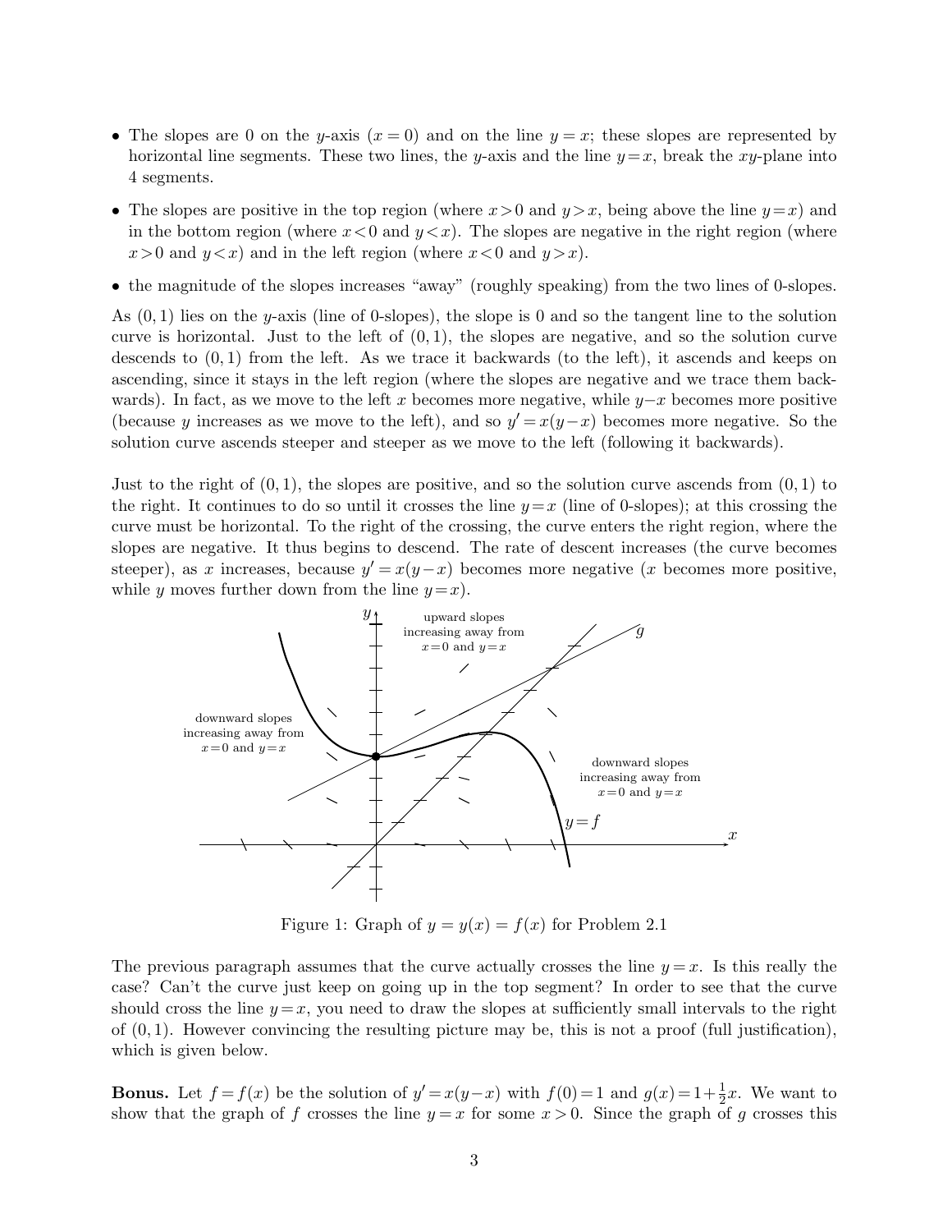- The slopes are 0 on the $y$-axis ($x=0$) and on the line $y=x$; these slopes are represented by horizontal line segments. These two lines, the $y$-axis and the line $y=x$, break the $xy$-plane into 4 segments.
- The slopes are positive in the top region (where $x>0$ and $y>x$, being above the line $y=x$) and in the bottom region (where $x<0$ and $y<x$). The slopes are negative in the right region (where $x>0$ and $y<x$) and in the left region (where $x<0$ and $y>x$).
- the magnitude of the slopes increases "away" (roughly speaking) from the two lines of 0-slopes.

As $(0,1)$ lies on the $y$-axis (line of 0-slopes), the slope is 0 and so the tangent line to the solution curve is horizontal. Just to the left of $(0,1)$, the slopes are negative, and so the solution curve descends to $(0,1)$ from the left. As we trace it backwards (to the left), it ascends and keeps on ascending, since it stays in the left region (where the slopes are negative and we trace them backwards). In fact, as we move to the left $x$ becomes more negative, while $y-x$ becomes more positive (because $y$ increases as we move to the left), and so $y'=x(y-x)$ becomes more negative. So the solution curve ascends steeper and steeper as we move to the left (following it backwards).

Just to the right of $(0,1)$, the slopes are positive, and so the solution curve ascends from $(0,1)$ to the right. It continues to do so until it crosses the line $y=x$ (line of 0-slopes); at this crossing the curve must be horizontal. To the right of the crossing, the curve enters the right region, where the slopes are negative. It thus begins to descend. The rate of descent increases (the curve becomes steeper), as $x$ increases, because $y'=x(y-x)$ becomes more negative ($x$ becomes more positive, while $y$ moves further down from the line $y=x$).

Figure 1: Graph of $y=y(x)=f(x)$ for Problem 2.1

The previous paragraph assumes that the curve actually crosses the line $y=x$. Is this really the case? Can't the curve just keep on going up in the top segment? In order to see that the curve should cross the line $y=x$, you need to draw the slopes at sufficiently small intervals to the right of $(0,1)$. However convincing the resulting picture may be, this is not a proof (full justification), which is given below.

**Bonus.** Let $f=f(x)$ be the solution of $y'=x(y-x)$ with $f(0)=1$ and $g(x)=1+\frac{1}{2}x$. We want to show that the graph of $f$ crosses the line $y=x$ for some $x>0$. Since the graph of $g$ crosses this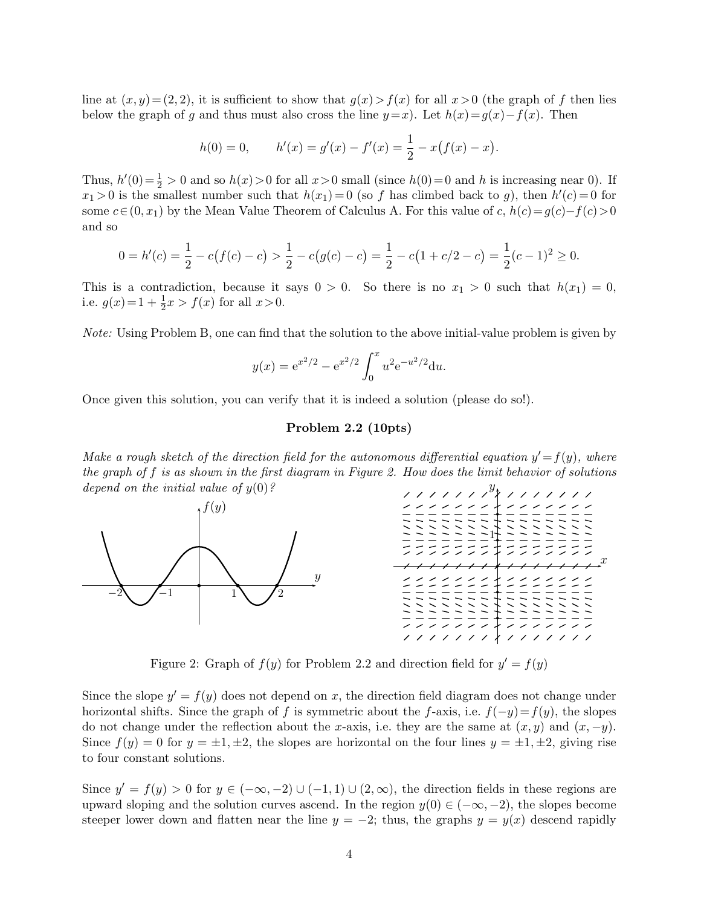line at $(x,y)=(2,2)$, it is sufficient to show that $g(x)>f(x)$ for all $x>0$ (the graph of $f$ then lies below the graph of $g$ and thus must also cross the line $y=x$). Let $h(x)=g(x)-f(x)$. Then

$$h(0)=0, \qquad h'(x)=g'(x)-f'(x)=\frac{1}{2}-x\big(f(x)-x\big).$$

Thus, $h'(0)=\frac{1}{2}>0$ and so $h(x)>0$ for all $x>0$ small (since $h(0)=0$ and $h$ is increasing near 0). If $x_1>0$ is the smallest number such that $h(x_1)=0$ (so $f$ has climbed back to $g$), then $h'(c)=0$ for some $c\in(0,x_1)$ by the Mean Value Theorem of Calculus A. For this value of $c$, $h(c)=g(c)-f(c)>0$ and so

$$0=h'(c)=\frac{1}{2}-c\big(f(c)-c\big)>\frac{1}{2}-c\big(g(c)-c\big)=\frac{1}{2}-c\big(1+c/2-c\big)=\frac{1}{2}(c-1)^2\geq 0.$$

This is a contradiction, because it says $0>0$. So there is no $x_1>0$ such that $h(x_1)=0$, i.e. $g(x)=1+\frac{1}{2}x>f(x)$ for all $x>0$.

*Note:* Using Problem B, one can find that the solution to the above initial-value problem is given by

$$y(x)=e^{x^2/2}-e^{x^2/2}\int_0^x u^2e^{-u^2/2}du.$$

Once given this solution, you can verify that it is indeed a solution (please do so!).

### Problem 2.2 (10pts)

*Make a rough sketch of the direction field for the autonomous differential equation $y'=f(y)$, where the graph of $f$ is as shown in the first diagram in Figure 2. How does the limit behavior of solutions depend on the initial value of $y(0)$?*

Figure 2: Graph of $f(y)$ for Problem 2.2 and direction field for $y'=f(y)$

Since the slope $y'=f(y)$ does not depend on $x$, the direction field diagram does not change under horizontal shifts. Since the graph of $f$ is symmetric about the $f$-axis, i.e. $f(-y)=f(y)$, the slopes do not change under the reflection about the $x$-axis, i.e. they are the same at $(x,y)$ and $(x,-y)$. Since $f(y)=0$ for $y=\pm1,\pm2$, the slopes are horizontal on the four lines $y=\pm1,\pm2$, giving rise to four constant solutions.

Since $y'=f(y)>0$ for $y\in(-\infty,-2)\cup(-1,1)\cup(2,\infty)$, the direction fields in these regions are upward sloping and the solution curves ascend. In the region $y(0)\in(-\infty,-2)$, the slopes become steeper lower down and flatten near the line $y=-2$; thus, the graphs $y=y(x)$ descend rapidly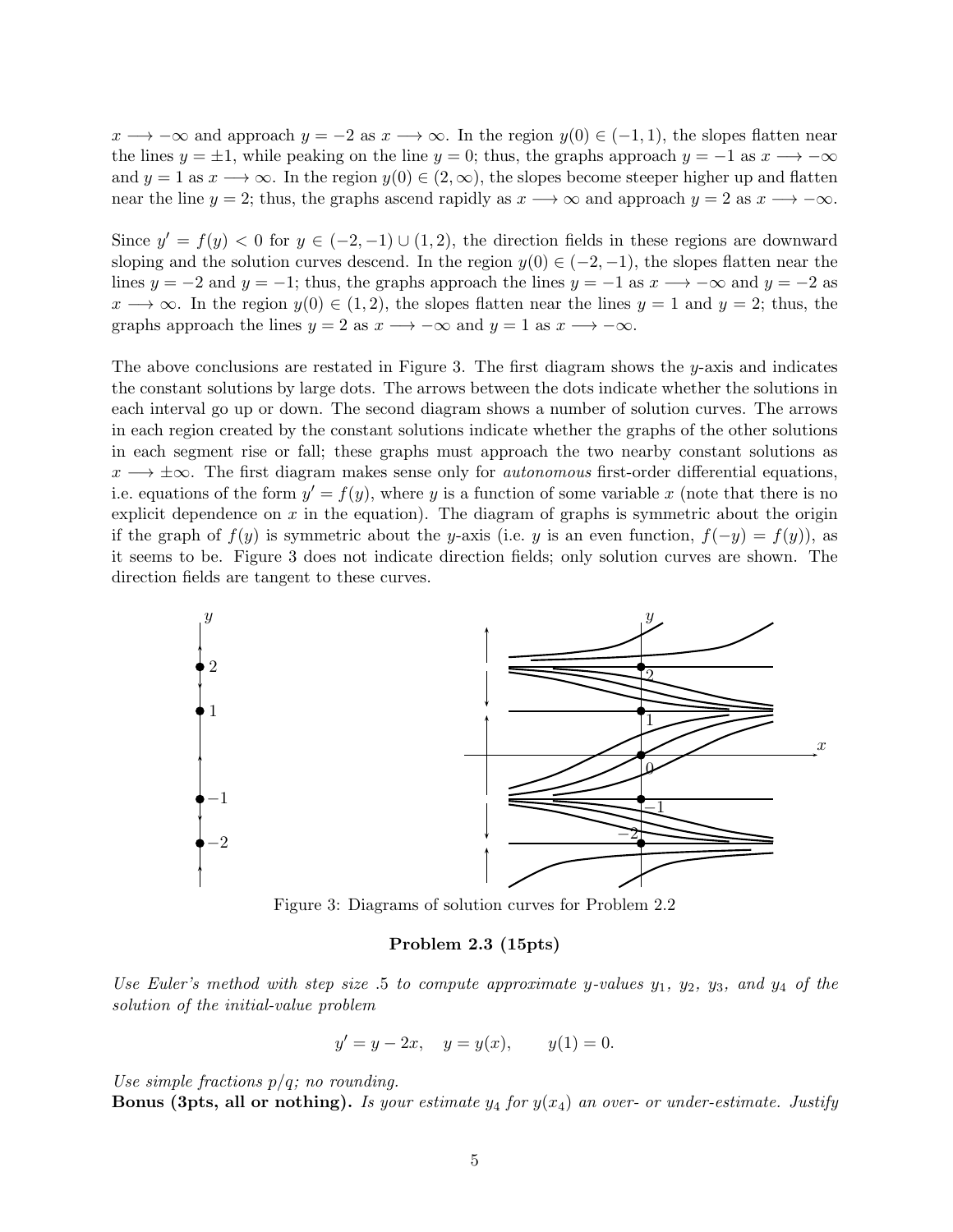$x \longrightarrow -\infty$ and approach $y=-2$ as $x \longrightarrow \infty$. In the region $y(0) \in (-1,1)$, the slopes flatten near the lines $y=\pm 1$, while peaking on the line $y=0$; thus, the graphs approach $y=-1$ as $x \longrightarrow -\infty$ and $y=1$ as $x \longrightarrow \infty$. In the region $y(0) \in (2,\infty)$, the slopes become steeper higher up and flatten near the line $y=2$; thus, the graphs ascend rapidly as $x \longrightarrow \infty$ and approach $y=2$ as $x \longrightarrow -\infty$.

Since $y'=f(y)<0$ for $y \in (-2,-1) \cup (1,2)$, the direction fields in these regions are downward sloping and the solution curves descend. In the region $y(0) \in (-2,-1)$, the slopes flatten near the lines $y=-2$ and $y=-1$; thus, the graphs approach the lines $y=-1$ as $x \longrightarrow -\infty$ and $y=-2$ as $x \longrightarrow \infty$. In the region $y(0) \in (1,2)$, the slopes flatten near the lines $y=1$ and $y=2$; thus, the graphs approach the lines $y=2$ as $x \longrightarrow -\infty$ and $y=1$ as $x \longrightarrow -\infty$.

The above conclusions are restated in Figure 3. The first diagram shows the $y$-axis and indicates the constant solutions by large dots. The arrows between the dots indicate whether the solutions in each interval go up or down. The second diagram shows a number of solution curves. The arrows in each region created by the constant solutions indicate whether the graphs of the other solutions in each segment rise or fall; these graphs must approach the two nearby constant solutions as $x \longrightarrow \pm\infty$. The first diagram makes sense only for *autonomous* first-order differential equations, i.e. equations of the form $y'=f(y)$, where $y$ is a function of some variable $x$ (note that there is no explicit dependence on $x$ in the equation). The diagram of graphs is symmetric about the origin if the graph of $f(y)$ is symmetric about the $y$-axis (i.e. $y$ is an even function, $f(-y)=f(y)$), as it seems to be. Figure 3 does not indicate direction fields; only solution curves are shown. The direction fields are tangent to these curves.

Figure 3: Diagrams of solution curves for Problem 2.2

**Problem 2.3 (15pts)**

*Use Euler's method with step size .5 to compute approximate y-values $y_1$, $y_2$, $y_3$, and $y_4$ of the solution of the initial-value problem*

$$y' = y - 2x, \quad y = y(x), \qquad y(1) = 0.$$

*Use simple fractions p/q; no rounding.*

**Bonus (3pts, all or nothing).** *Is your estimate $y_4$ for $y(x_4)$ an over- or under-estimate. Justify*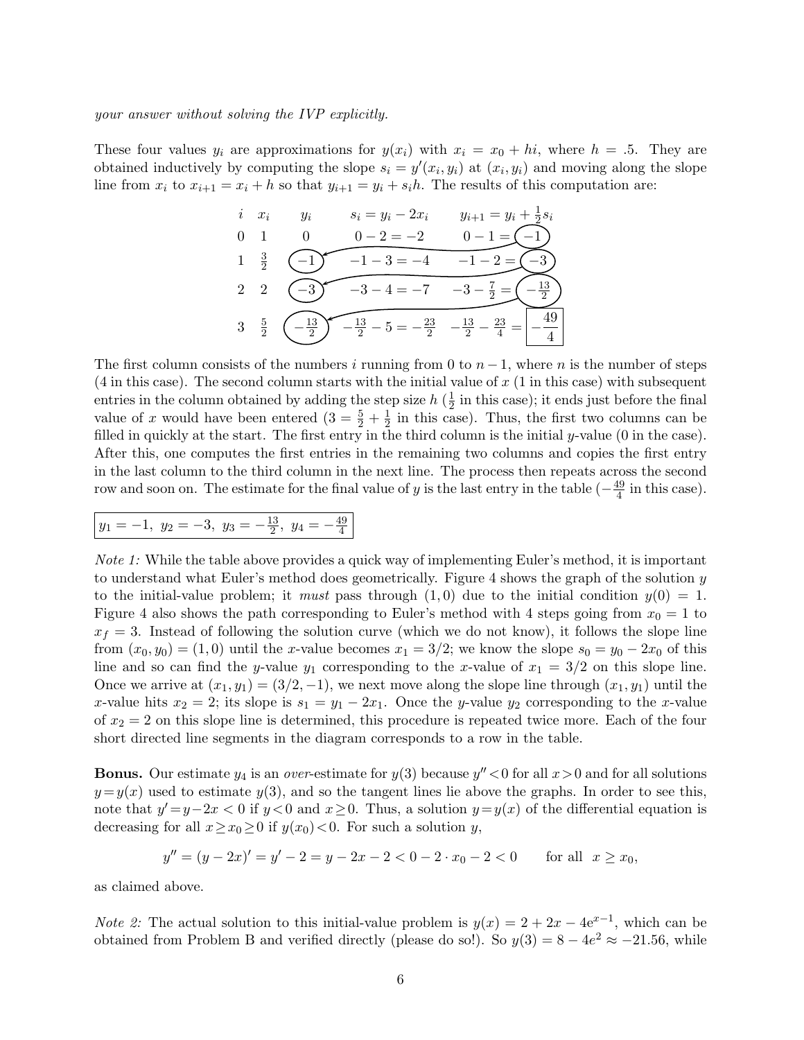*your answer without solving the IVP explicitly.*

These four values $y_i$ are approximations for $y(x_i)$ with $x_i = x_0 + hi$, where $h = .5$. They are obtained inductively by computing the slope $s_i = y'(x_i, y_i)$ at $(x_i, y_i)$ and moving along the slope line from $x_i$ to $x_{i+1} = x_i + h$ so that $y_{i+1} = y_i + s_i h$. The results of this computation are:

| $i$ | $x_i$ | $y_i$ | $s_i = y_i - 2x_i$ | $y_{i+1} = y_i + \frac{1}{2}s_i$ |
|---|---|---|---|---|
| 0 | 1 | 0 | $0 - 2 = -2$ | $0 - 1 = -1$ |
| 1 | $\frac{3}{2}$ | $-1$ | $-1 - 3 = -4$ | $-1 - 2 = -3$ |
| 2 | 2 | $-3$ | $-3 - 4 = -7$ | $-3 - \frac{7}{2} = -\frac{13}{2}$ |
| 3 | $\frac{5}{2}$ | $-\frac{13}{2}$ | $-\frac{13}{2} - 5 = -\frac{23}{2}$ | $-\frac{13}{2} - \frac{23}{4} = -\frac{49}{4}$ |

The first column consists of the numbers $i$ running from 0 to $n-1$, where $n$ is the number of steps (4 in this case). The second column starts with the initial value of $x$ (1 in this case) with subsequent entries in the column obtained by adding the step size $h$ ($\frac{1}{2}$ in this case); it ends just before the final value of $x$ would have been entered ($3 = \frac{5}{2} + \frac{1}{2}$ in this case). Thus, the first two columns can be filled in quickly at the start. The first entry in the third column is the initial $y$-value (0 in the case). After this, one computes the first entries in the remaining two columns and copies the first entry in the last column to the third column in the next line. The process then repeats across the second row and soon on. The estimate for the final value of $y$ is the last entry in the table ($-\frac{49}{4}$ in this case).

$$y_1 = -1,\ y_2 = -3,\ y_3 = -\frac{13}{2},\ y_4 = -\frac{49}{4}$$

*Note 1:* While the table above provides a quick way of implementing Euler's method, it is important to understand what Euler's method does geometrically. Figure 4 shows the graph of the solution $y$ to the initial-value problem; it *must* pass through $(1, 0)$ due to the initial condition $y(0) = 1$. Figure 4 also shows the path corresponding to Euler's method with 4 steps going from $x_0 = 1$ to $x_f = 3$. Instead of following the solution curve (which we do not know), it follows the slope line from $(x_0, y_0) = (1, 0)$ until the $x$-value becomes $x_1 = 3/2$; we know the slope $s_0 = y_0 - 2x_0$ of this line and so can find the $y$-value $y_1$ corresponding to the $x$-value of $x_1 = 3/2$ on this slope line. Once we arrive at $(x_1, y_1) = (3/2, -1)$, we next move along the slope line through $(x_1, y_1)$ until the $x$-value hits $x_2 = 2$; its slope is $s_1 = y_1 - 2x_1$. Once the $y$-value $y_2$ corresponding to the $x$-value of $x_2 = 2$ on this slope line is determined, this procedure is repeated twice more. Each of the four short directed line segments in the diagram corresponds to a row in the table.

**Bonus.** Our estimate $y_4$ is an *over*-estimate for $y(3)$ because $y'' < 0$ for all $x > 0$ and for all solutions $y = y(x)$ used to estimate $y(3)$, and so the tangent lines lie above the graphs. In order to see this, note that $y' = y - 2x < 0$ if $y < 0$ and $x \geq 0$. Thus, a solution $y = y(x)$ of the differential equation is decreasing for all $x \geq x_0 \geq 0$ if $y(x_0) < 0$. For such a solution $y$,

$$y'' = (y - 2x)' = y' - 2 = y - 2x - 2 < 0 - 2 \cdot x_0 - 2 < 0 \qquad \text{for all } \ x \geq x_0,$$

as claimed above.

*Note 2:* The actual solution to this initial-value problem is $y(x) = 2 + 2x - 4e^{x-1}$, which can be obtained from Problem B and verified directly (please do so!). So $y(3) = 8 - 4e^2 \approx -21.56$, while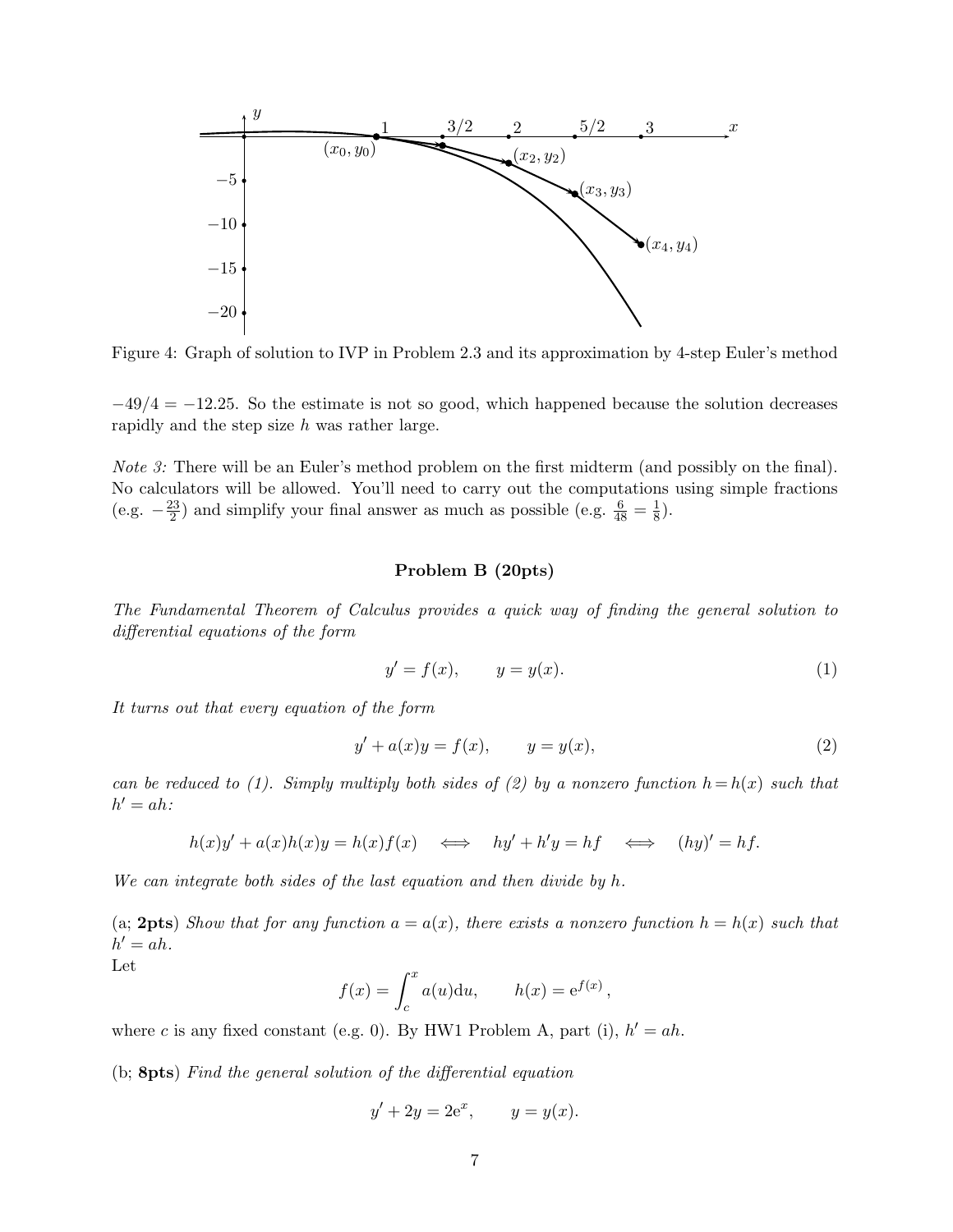Figure 4: Graph of solution to IVP in Problem 2.3 and its approximation by 4-step Euler's method

$-49/4 = -12.25$. So the estimate is not so good, which happened because the solution decreases rapidly and the step size $h$ was rather large.

*Note 3:* There will be an Euler's method problem on the first midterm (and possibly on the final). No calculators will be allowed. You'll need to carry out the computations using simple fractions (e.g. $-\frac{23}{2}$) and simplify your final answer as much as possible (e.g. $\frac{6}{48} = \frac{1}{8}$).

**Problem B (20pts)**

*The Fundamental Theorem of Calculus provides a quick way of finding the general solution to differential equations of the form*

$$y' = f(x), \qquad y = y(x). \tag{1}$$

*It turns out that every equation of the form*

$$y' + a(x)y = f(x), \qquad y = y(x), \tag{2}$$

*can be reduced to (1). Simply multiply both sides of (2) by a nonzero function $h = h(x)$ such that $h' = ah$:*

$$h(x)y' + a(x)h(x)y = h(x)f(x) \quad \Longleftrightarrow \quad hy' + h'y = hf \quad \Longleftrightarrow \quad (hy)' = hf.$$

*We can integrate both sides of the last equation and then divide by $h$.*

(a; **2pts**) *Show that for any function $a = a(x)$, there exists a nonzero function $h = h(x)$ such that $h' = ah$.*
Let

$$f(x) = \int_c^x a(u)\mathrm{d}u, \qquad h(x) = \mathrm{e}^{f(x)},$$

where $c$ is any fixed constant (e.g. 0). By HW1 Problem A, part (i), $h' = ah$.

(b; **8pts**) *Find the general solution of the differential equation*

$$y' + 2y = 2\mathrm{e}^x, \qquad y = y(x).$$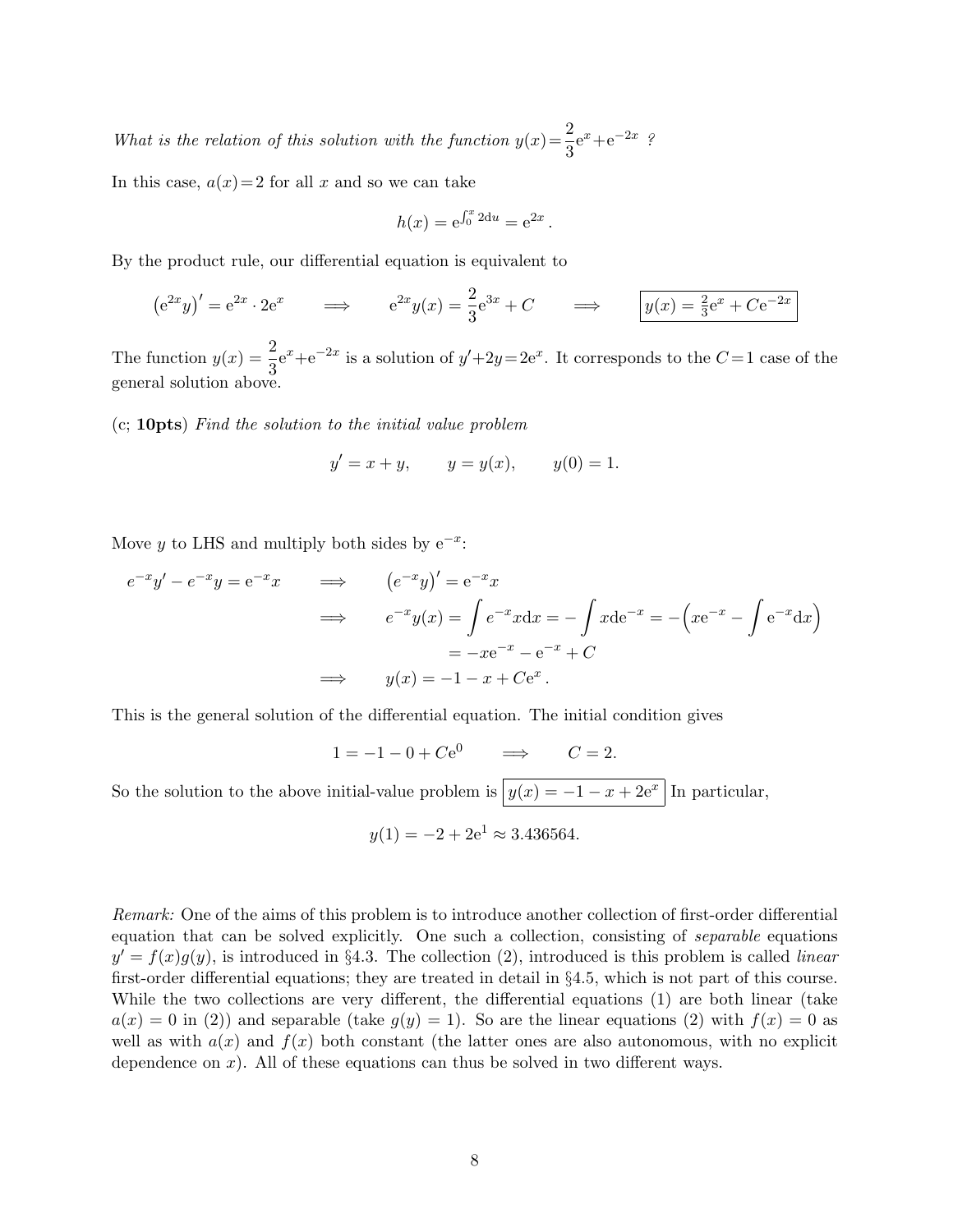*What is the relation of this solution with the function $y(x)=\frac{2}{3}e^x+e^{-2x}$ ?*

In this case, $a(x)=2$ for all $x$ and so we can take

$$h(x) = e^{\int_0^x 2du} = e^{2x}.$$

By the product rule, our differential equation is equivalent to

$$\left(e^{2x}y\right)' = e^{2x}\cdot 2e^x \qquad \Longrightarrow \qquad e^{2x}y(x) = \frac{2}{3}e^{3x}+C \qquad \Longrightarrow \qquad \boxed{y(x) = \tfrac{2}{3}e^x + Ce^{-2x}}$$

The function $y(x) = \frac{2}{3}e^x+e^{-2x}$ is a solution of $y'+2y=2e^x$. It corresponds to the $C=1$ case of the general solution above.

(c; **10pts**) *Find the solution to the initial value problem*

$$y' = x+y, \qquad y=y(x), \qquad y(0)=1.$$

Move $y$ to LHS and multiply both sides by $e^{-x}$:

$$\begin{aligned}
e^{-x}y' - e^{-x}y = e^{-x}x \qquad &\Longrightarrow \qquad \left(e^{-x}y\right)' = e^{-x}x \\
&\Longrightarrow \qquad e^{-x}y(x) = \int e^{-x}x\mathrm{d}x = -\int x\mathrm{d}e^{-x} = -\Big(xe^{-x} - \int e^{-x}\mathrm{d}x\Big) \\
&\qquad\qquad\qquad\quad = -xe^{-x} - e^{-x} + C \\
&\Longrightarrow \qquad y(x) = -1 - x + Ce^x.
\end{aligned}$$

This is the general solution of the differential equation. The initial condition gives

$$1 = -1 - 0 + Ce^0 \qquad \Longrightarrow \qquad C=2.$$

So the solution to the above initial-value problem is $\boxed{y(x) = -1 - x + 2e^x}$ In particular,

$$y(1) = -2 + 2e^1 \approx 3.436564.$$

*Remark:* One of the aims of this problem is to introduce another collection of first-order differential equation that can be solved explicitly. One such a collection, consisting of *separable* equations $y' = f(x)g(y)$, is introduced in §4.3. The collection (2), introduced is this problem is called *linear* first-order differential equations; they are treated in detail in §4.5, which is not part of this course. While the two collections are very different, the differential equations (1) are both linear (take $a(x)=0$ in (2)) and separable (take $g(y)=1$). So are the linear equations (2) with $f(x)=0$ as well as with $a(x)$ and $f(x)$ both constant (the latter ones are also autonomous, with no explicit dependence on $x$). All of these equations can thus be solved in two different ways.